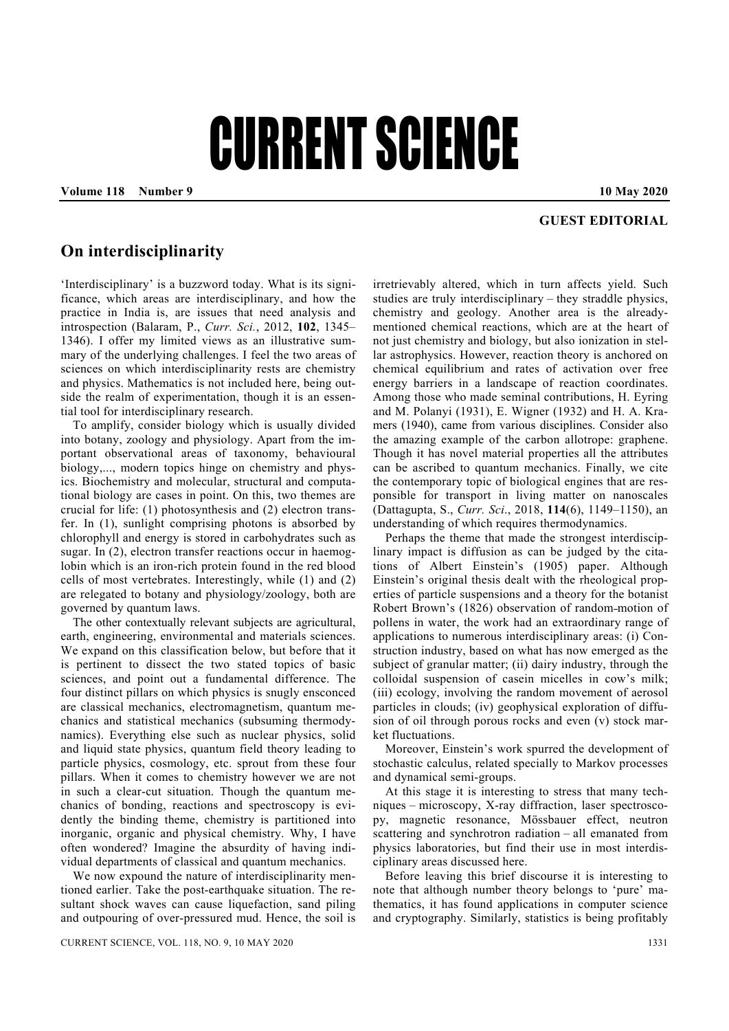# CURRENT SCIENCE

**GUEST EDITORIAL**

## On interdisciplinarity

'Interdisciplinary' is a buzzword today. What is its significance, which areas are interdisciplinary, and how the practice in India is, are issues that need analysis and introspection (Balaram, P., *Curr. Sci.*, 2012, **102**, 1345–1346). I offer my limited views as an illustrative summary of the underlying challenges. I feel the two areas of sciences on which interdisciplinarity rests are chemistry and physics. Mathematics is not included here, being outside the realm of experimentation, though it is an essential tool for interdisciplinary research.

To amplify, consider biology which is usually divided into botany, zoology and physiology. Apart from the important observational areas of taxonomy, behavioural biology,..., modern topics hinge on chemistry and physics. Biochemistry and molecular, structural and computational biology are cases in point. On this, two themes are crucial for life: (1) photosynthesis and (2) electron transfer. In (1), sunlight comprising photons is absorbed by chlorophyll and energy is stored in carbohydrates such as sugar. In (2), electron transfer reactions occur in haemoglobin which is an iron-rich protein found in the red blood cells of most vertebrates. Interestingly, while (1) and (2) are relegated to botany and physiology/zoology, both are governed by quantum laws.

The other contextually relevant subjects are agricultural, earth, engineering, environmental and materials sciences. We expand on this classification below, but before that it is pertinent to dissect the two stated topics of basic sciences, and point out a fundamental difference. The four distinct pillars on which physics is snugly ensconced are classical mechanics, electromagnetism, quantum mechanics and statistical mechanics (subsuming thermodynamics). Everything else such as nuclear physics, solid and liquid state physics, quantum field theory leading to particle physics, cosmology, etc. sprout from these four pillars. When it comes to chemistry however we are not in such a clear-cut situation. Though the quantum mechanics of bonding, reactions and spectroscopy is evidently the binding theme, chemistry is partitioned into inorganic, organic and physical chemistry. Why, I have often wondered? Imagine the absurdity of having individual departments of classical and quantum mechanics.

We now expound the nature of interdisciplinarity mentioned earlier. Take the post-earthquake situation. The resultant shock waves can cause liquefaction, sand piling and outpouring of over-pressured mud. Hence, the soil is irretrievably altered, which in turn affects yield. Such studies are truly interdisciplinary – they straddle physics, chemistry and geology. Another area is the already-mentioned chemical reactions, which are at the heart of not just chemistry and biology, but also ionization in stellar astrophysics. However, reaction theory is anchored on chemical equilibrium and rates of activation over free energy barriers in a landscape of reaction coordinates. Among those who made seminal contributions, H. Eyring and M. Polanyi (1931), E. Wigner (1932) and H. A. Kramers (1940), came from various disciplines. Consider also the amazing example of the carbon allotrope: graphene. Though it has novel material properties all the attributes can be ascribed to quantum mechanics. Finally, we cite the contemporary topic of biological engines that are responsible for transport in living matter on nanoscales (Dattagupta, S., *Curr. Sci*., 2018, **114**(6), 1149–1150), an understanding of which requires thermodynamics.

Perhaps the theme that made the strongest interdisciplinary impact is diffusion as can be judged by the citations of Albert Einstein's (1905) paper. Although Einstein's original thesis dealt with the rheological properties of particle suspensions and a theory for the botanist Robert Brown's (1826) observation of random-motion of pollens in water, the work had an extraordinary range of applications to numerous interdisciplinary areas: (i) Construction industry, based on what has now emerged as the subject of granular matter; (ii) dairy industry, through the colloidal suspension of casein micelles in cow's milk; (iii) ecology, involving the random movement of aerosol particles in clouds; (iv) geophysical exploration of diffusion of oil through porous rocks and even (v) stock market fluctuations.

Moreover, Einstein's work spurred the development of stochastic calculus, related specially to Markov processes and dynamical semi-groups.

At this stage it is interesting to stress that many techniques – microscopy, X-ray diffraction, laser spectroscopy, magnetic resonance, Mössbauer effect, neutron scattering and synchrotron radiation – all emanated from physics laboratories, but find their use in most interdisciplinary areas discussed here.

Before leaving this brief discourse it is interesting to note that although number theory belongs to 'pure' mathematics, it has found applications in computer science and cryptography. Similarly, statistics is being profitably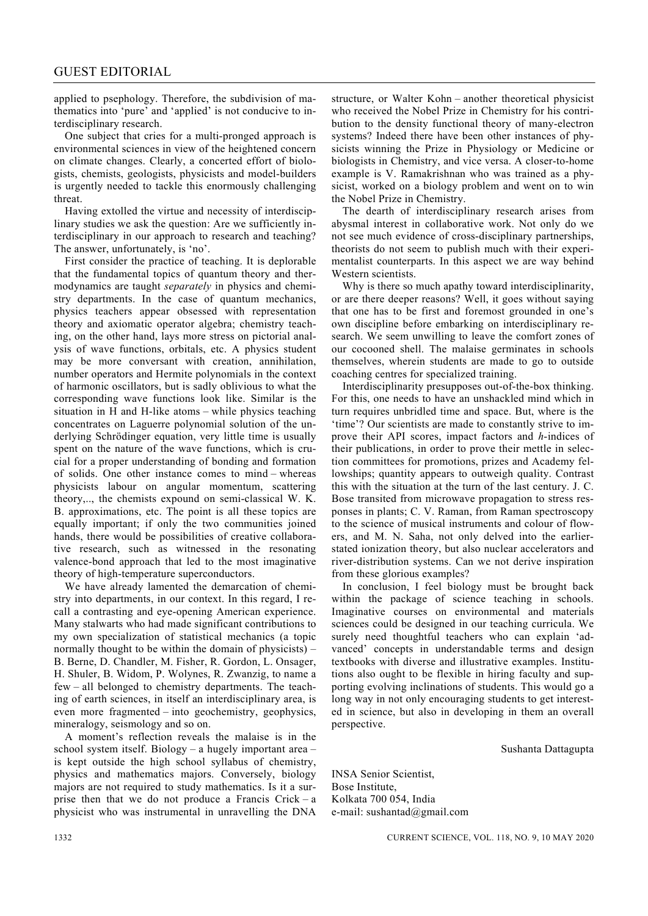applied to psephology. Therefore, the subdivision of mathematics into 'pure' and 'applied' is not conducive to interdisciplinary research.

One subject that cries for a multi-pronged approach is environmental sciences in view of the heightened concern on climate changes. Clearly, a concerted effort of biologists, chemists, geologists, physicists and model-builders is urgently needed to tackle this enormously challenging threat.

Having extolled the virtue and necessity of interdisciplinary studies we ask the question: Are we sufficiently interdisciplinary in our approach to research and teaching? The answer, unfortunately, is 'no'.

First consider the practice of teaching. It is deplorable that the fundamental topics of quantum theory and thermodynamics are taught *separately* in physics and chemistry departments. In the case of quantum mechanics, physics teachers appear obsessed with representation theory and axiomatic operator algebra; chemistry teaching, on the other hand, lays more stress on pictorial analysis of wave functions, orbitals, etc. A physics student may be more conversant with creation, annihilation, number operators and Hermite polynomials in the context of harmonic oscillators, but is sadly oblivious to what the corresponding wave functions look like. Similar is the situation in H and H-like atoms – while physics teaching concentrates on Laguerre polynomial solution of the underlying Schrödinger equation, very little time is usually spent on the nature of the wave functions, which is crucial for a proper understanding of bonding and formation of solids. One other instance comes to mind – whereas physicists labour on angular momentum, scattering theory,.., the chemists expound on semi-classical W. K. B. approximations, etc. The point is all these topics are equally important; if only the two communities joined hands, there would be possibilities of creative collaborative research, such as witnessed in the resonating valence-bond approach that led to the most imaginative theory of high-temperature superconductors.

We have already lamented the demarcation of chemistry into departments, in our context. In this regard, I recall a contrasting and eye-opening American experience. Many stalwarts who had made significant contributions to my own specialization of statistical mechanics (a topic normally thought to be within the domain of physicists) – B. Berne, D. Chandler, M. Fisher, R. Gordon, L. Onsager, H. Shuler, B. Widom, P. Wolynes, R. Zwanzig, to name a few – all belonged to chemistry departments. The teaching of earth sciences, in itself an interdisciplinary area, is even more fragmented – into geochemistry, geophysics, mineralogy, seismology and so on.

A moment's reflection reveals the malaise is in the school system itself. Biology – a hugely important area – is kept outside the high school syllabus of chemistry, physics and mathematics majors. Conversely, biology majors are not required to study mathematics. Is it a surprise then that we do not produce a Francis Crick – a physicist who was instrumental in unravelling the DNA structure, or Walter Kohn – another theoretical physicist who received the Nobel Prize in Chemistry for his contribution to the density functional theory of many-electron systems? Indeed there have been other instances of physicists winning the Prize in Physiology or Medicine or biologists in Chemistry, and vice versa. A closer-to-home example is V. Ramakrishnan who was trained as a physicist, worked on a biology problem and went on to win the Nobel Prize in Chemistry.

The dearth of interdisciplinary research arises from abysmal interest in collaborative work. Not only do we not see much evidence of cross-disciplinary partnerships, theorists do not seem to publish much with their experimentalist counterparts. In this aspect we are way behind Western scientists.

Why is there so much apathy toward interdisciplinarity, or are there deeper reasons? Well, it goes without saying that one has to be first and foremost grounded in one's own discipline before embarking on interdisciplinary research. We seem unwilling to leave the comfort zones of our cocooned shell. The malaise germinates in schools themselves, wherein students are made to go to outside coaching centres for specialized training.

Interdisciplinarity presupposes out-of-the-box thinking. For this, one needs to have an unshackled mind which in turn requires unbridled time and space. But, where is the 'time'? Our scientists are made to constantly strive to improve their API scores, impact factors and *h*-indices of their publications, in order to prove their mettle in selection committees for promotions, prizes and Academy fellowships; quantity appears to outweigh quality. Contrast this with the situation at the turn of the last century. J. C. Bose transited from microwave propagation to stress responses in plants; C. V. Raman, from Raman spectroscopy to the science of musical instruments and colour of flowers, and M. N. Saha, not only delved into the earlier-stated ionization theory, but also nuclear accelerators and river-distribution systems. Can we not derive inspiration from these glorious examples?

In conclusion, I feel biology must be brought back within the package of science teaching in schools. Imaginative courses on environmental and materials sciences could be designed in our teaching curricula. We surely need thoughtful teachers who can explain 'advanced' concepts in understandable terms and design textbooks with diverse and illustrative examples. Institutions also ought to be flexible in hiring faculty and supporting evolving inclinations of students. This would go a long way in not only encouraging students to get interested in science, but also in developing in them an overall perspective.

Sushanta Dattagupta

INSA Senior Scientist,
Bose Institute,
Kolkata 700 054, India
e-mail: sushantad@gmail.com